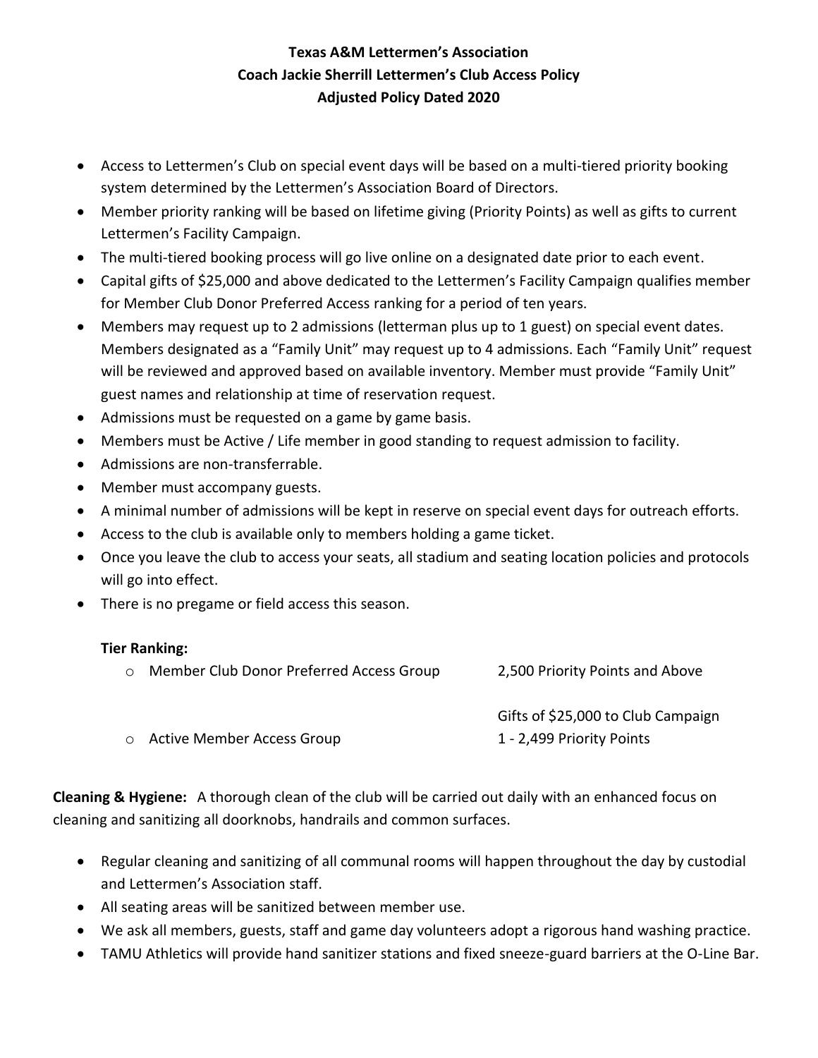# Texas A&M Lettermen's Association
## Coach Jackie Sherrill Lettermen's Club Access Policy
## Adjusted Policy Dated 2020

- Access to Lettermen's Club on special event days will be based on a multi-tiered priority booking system determined by the Lettermen's Association Board of Directors.
- Member priority ranking will be based on lifetime giving (Priority Points) as well as gifts to current Lettermen's Facility Campaign.
- The multi-tiered booking process will go live online on a designated date prior to each event.
- Capital gifts of $25,000 and above dedicated to the Lettermen's Facility Campaign qualifies member for Member Club Donor Preferred Access ranking for a period of ten years.
- Members may request up to 2 admissions (letterman plus up to 1 guest) on special event dates. Members designated as a "Family Unit" may request up to 4 admissions. Each "Family Unit" request will be reviewed and approved based on available inventory. Member must provide "Family Unit" guest names and relationship at time of reservation request.
- Admissions must be requested on a game by game basis.
- Members must be Active / Life member in good standing to request admission to facility.
- Admissions are non-transferrable.
- Member must accompany guests.
- A minimal number of admissions will be kept in reserve on special event days for outreach efforts.
- Access to the club is available only to members holding a game ticket.
- Once you leave the club to access your seats, all stadium and seating location policies and protocols will go into effect.
- There is no pregame or field access this season.

**Tier Ranking:**

| | |
|---|---|
| Member Club Donor Preferred Access Group | 2,500 Priority Points and Above<br>Gifts of $25,000 to Club Campaign |
| Active Member Access Group | 1 - 2,499 Priority Points |

**Cleaning & Hygiene:** A thorough clean of the club will be carried out daily with an enhanced focus on cleaning and sanitizing all doorknobs, handrails and common surfaces.

- Regular cleaning and sanitizing of all communal rooms will happen throughout the day by custodial and Lettermen's Association staff.
- All seating areas will be sanitized between member use.
- We ask all members, guests, staff and game day volunteers adopt a rigorous hand washing practice.
- TAMU Athletics will provide hand sanitizer stations and fixed sneeze-guard barriers at the O-Line Bar.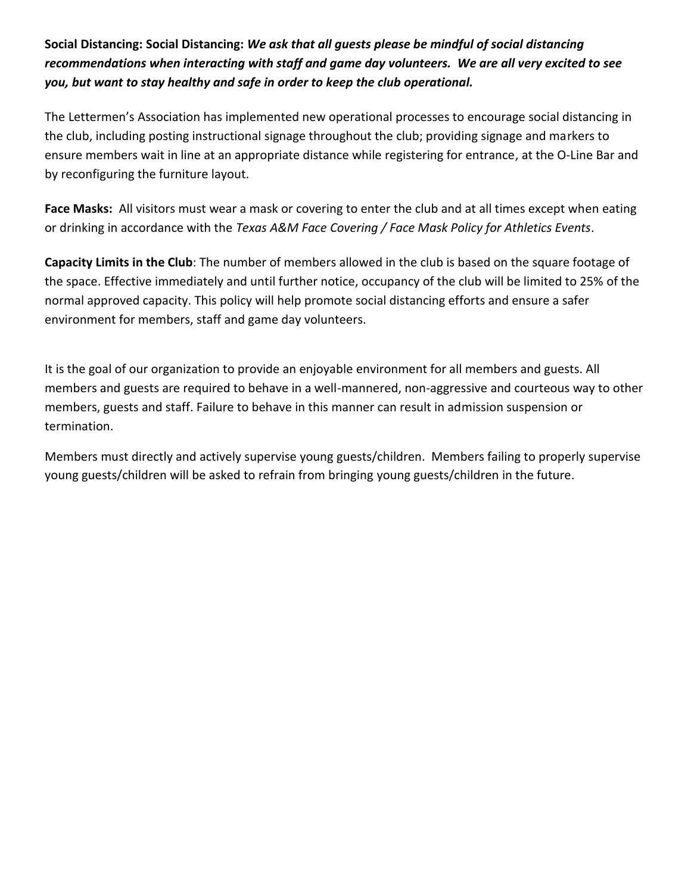**Social Distancing: Social Distancing:** ***We ask that all guests please be mindful of social distancing recommendations when interacting with staff and game day volunteers. We are all very excited to see you, but want to stay healthy and safe in order to keep the club operational.***

The Lettermen's Association has implemented new operational processes to encourage social distancing in the club, including posting instructional signage throughout the club; providing signage and markers to ensure members wait in line at an appropriate distance while registering for entrance, at the O-Line Bar and by reconfiguring the furniture layout.

**Face Masks:** All visitors must wear a mask or covering to enter the club and at all times except when eating or drinking in accordance with the *Texas A&M Face Covering / Face Mask Policy for Athletics Events*.

**Capacity Limits in the Club**: The number of members allowed in the club is based on the square footage of the space. Effective immediately and until further notice, occupancy of the club will be limited to 25% of the normal approved capacity. This policy will help promote social distancing efforts and ensure a safer environment for members, staff and game day volunteers.

It is the goal of our organization to provide an enjoyable environment for all members and guests. All members and guests are required to behave in a well-mannered, non-aggressive and courteous way to other members, guests and staff. Failure to behave in this manner can result in admission suspension or termination.

Members must directly and actively supervise young guests/children. Members failing to properly supervise young guests/children will be asked to refrain from bringing young guests/children in the future.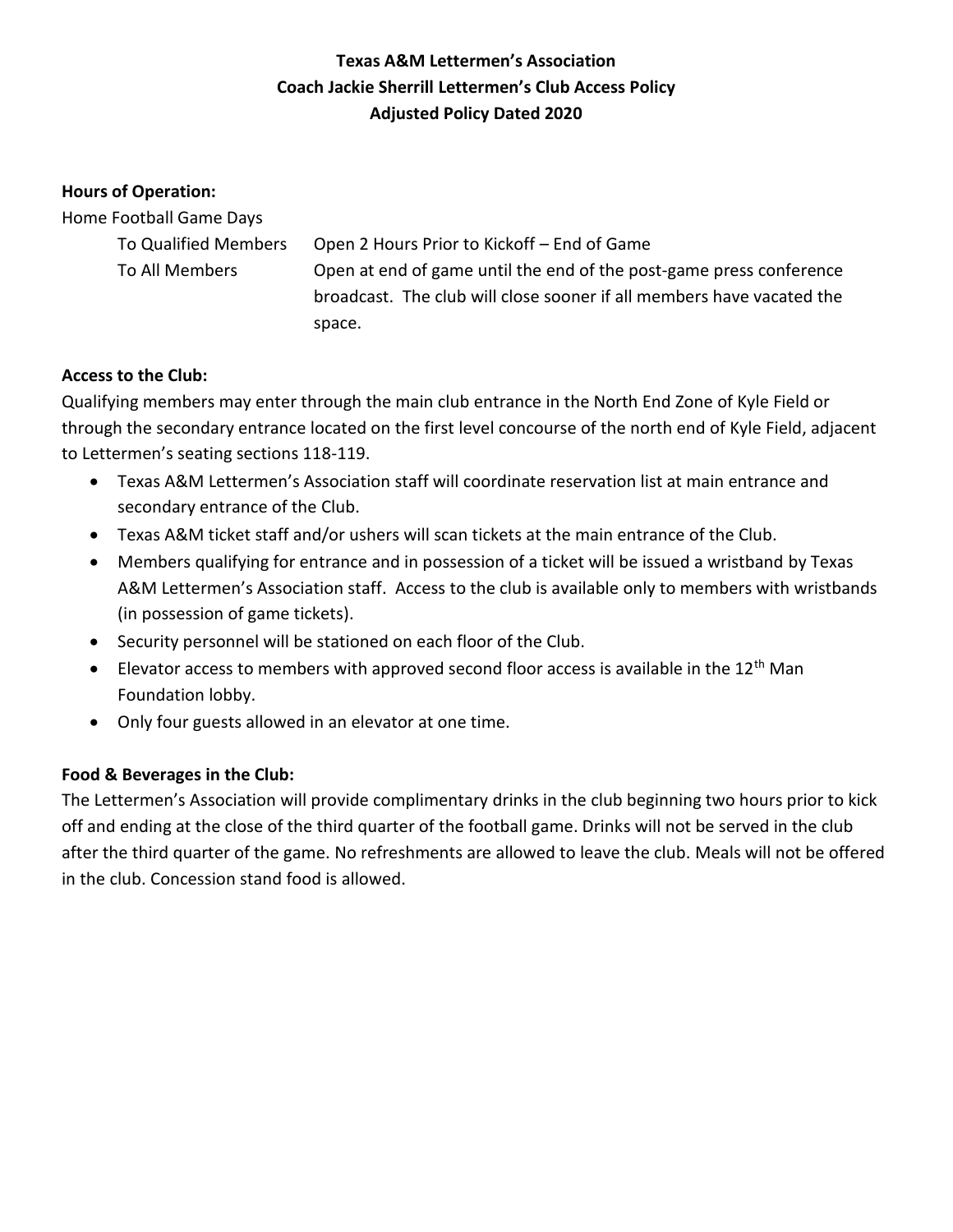**Texas A&M Lettermen's Association**
**Coach Jackie Sherrill Lettermen's Club Access Policy**
**Adjusted Policy Dated 2020**

**Hours of Operation:**

Home Football Game Days

| | |
|---|---|
| To Qualified Members | Open 2 Hours Prior to Kickoff – End of Game |
| To All Members | Open at end of game until the end of the post-game press conference broadcast. The club will close sooner if all members have vacated the space. |

**Access to the Club:**

Qualifying members may enter through the main club entrance in the North End Zone of Kyle Field or through the secondary entrance located on the first level concourse of the north end of Kyle Field, adjacent to Lettermen's seating sections 118-119.

- Texas A&M Lettermen's Association staff will coordinate reservation list at main entrance and secondary entrance of the Club.
- Texas A&M ticket staff and/or ushers will scan tickets at the main entrance of the Club.
- Members qualifying for entrance and in possession of a ticket will be issued a wristband by Texas A&M Lettermen's Association staff. Access to the club is available only to members with wristbands (in possession of game tickets).
- Security personnel will be stationed on each floor of the Club.
- Elevator access to members with approved second floor access is available in the 12th Man Foundation lobby.
- Only four guests allowed in an elevator at one time.

**Food & Beverages in the Club:**

The Lettermen's Association will provide complimentary drinks in the club beginning two hours prior to kick off and ending at the close of the third quarter of the football game. Drinks will not be served in the club after the third quarter of the game. No refreshments are allowed to leave the club. Meals will not be offered in the club. Concession stand food is allowed.